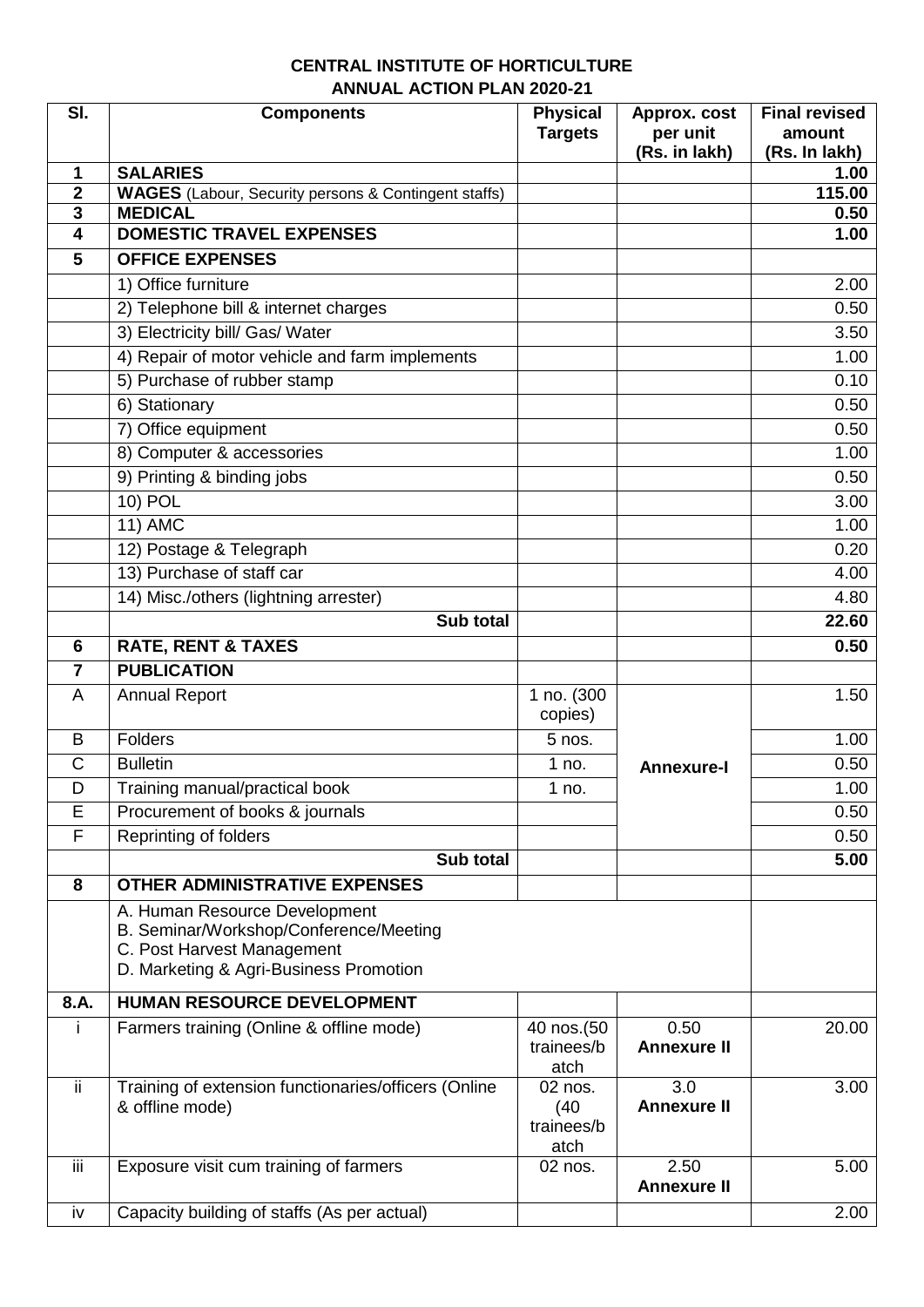# CENTRAL INSTITUTE OF HORTICULTURE

## ANNUAL ACTION PLAN 2020-21

| Sl. | Components | Physical Targets | Approx. cost per unit (Rs. in lakh) | Final revised amount (Rs. In lakh) |
|---|---|---|---|---|
| **1** | **SALARIES** | | | **1.00** |
| **2** | **WAGES** (Labour, Security persons & Contingent staffs) | | | **115.00** |
| **3** | **MEDICAL** | | | **0.50** |
| **4** | **DOMESTIC TRAVEL EXPENSES** | | | **1.00** |
| **5** | **OFFICE EXPENSES** | | | |
| | 1) Office furniture | | | 2.00 |
| | 2) Telephone bill & internet charges | | | 0.50 |
| | 3) Electricity bill/ Gas/ Water | | | 3.50 |
| | 4) Repair of motor vehicle and farm implements | | | 1.00 |
| | 5) Purchase of rubber stamp | | | 0.10 |
| | 6) Stationary | | | 0.50 |
| | 7) Office equipment | | | 0.50 |
| | 8) Computer & accessories | | | 1.00 |
| | 9) Printing & binding jobs | | | 0.50 |
| | 10) POL | | | 3.00 |
| | 11) AMC | | | 1.00 |
| | 12) Postage & Telegraph | | | 0.20 |
| | 13) Purchase of staff car | | | 4.00 |
| | 14) Misc./others (lightning arrester) | | | 4.80 |
| | **Sub total** | | | **22.60** |
| **6** | **RATE, RENT & TAXES** | | | **0.50** |
| **7** | **PUBLICATION** | | | |
| A | Annual Report | 1 no. (300 copies) | **Annexure-I** | 1.50 |
| B | Folders | 5 nos. | | 1.00 |
| C | Bulletin | 1 no. | | 0.50 |
| D | Training manual/practical book | 1 no. | | 1.00 |
| E | Procurement of books & journals | | | 0.50 |
| F | Reprinting of folders | | | 0.50 |
| | **Sub total** | | | **5.00** |
| **8** | **OTHER ADMINISTRATIVE EXPENSES** | | | |
| | A. Human Resource Development<br>B. Seminar/Workshop/Conference/Meeting<br>C. Post Harvest Management<br>D. Marketing & Agri-Business Promotion | | | |
| **8.A.** | **HUMAN RESOURCE DEVELOPMENT** | | | |
| i | Farmers training (Online & offline mode) | 40 nos.(50 trainees/batch | 0.50 **Annexure II** | 20.00 |
| ii | Training of extension functionaries/officers (Online & offline mode) | 02 nos. (40 trainees/batch | 3.0 **Annexure II** | 3.00 |
| iii | Exposure visit cum training of farmers | 02 nos. | 2.50 **Annexure II** | 5.00 |
| iv | Capacity building of staffs (As per actual) | | | 2.00 |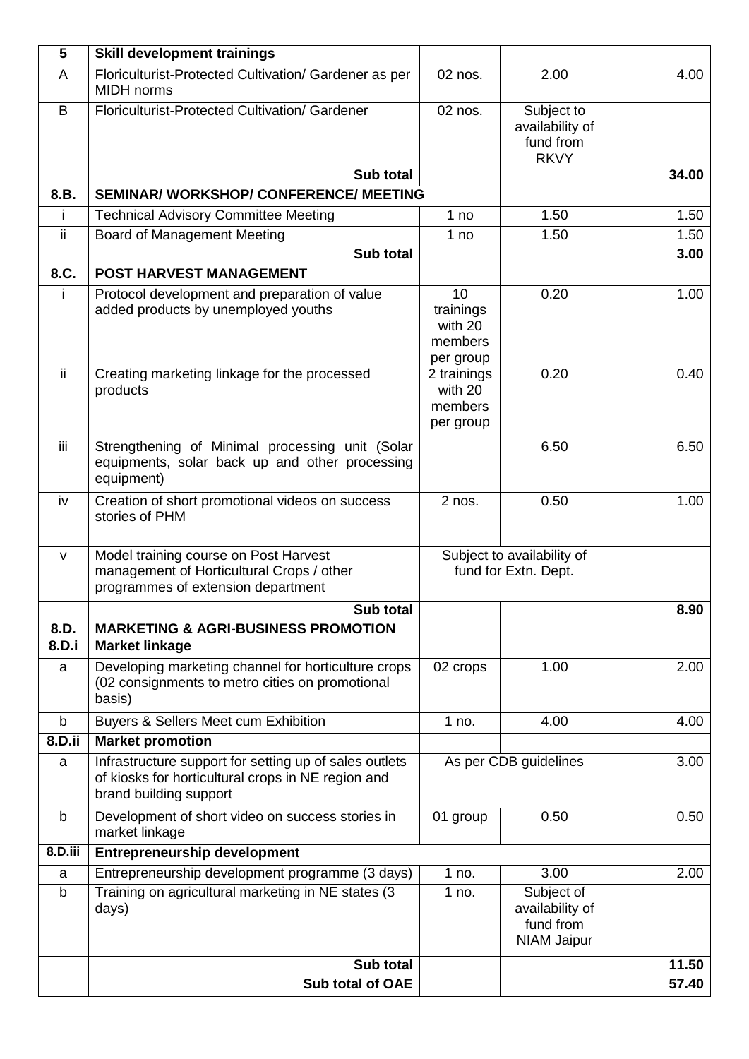| 5 | **Skill development trainings** | | | |
|---|---|---|---|---|
| A | Floriculturist-Protected Cultivation/ Gardener as per MIDH norms | 02 nos. | 2.00 | 4.00 |
| B | Floriculturist-Protected Cultivation/ Gardener | 02 nos. | Subject to availability of fund from RKVY | |
| | **Sub total** | | | **34.00** |
| **8.B.** | **SEMINAR/ WORKSHOP/ CONFERENCE/ MEETING** | | | |
| i | Technical Advisory Committee Meeting | 1 no | 1.50 | 1.50 |
| ii | Board of Management Meeting | 1 no | 1.50 | 1.50 |
| | **Sub total** | | | **3.00** |
| **8.C.** | **POST HARVEST MANAGEMENT** | | | |
| i | Protocol development and preparation of value added products by unemployed youths | 10 trainings with 20 members per group | 0.20 | 1.00 |
| ii | Creating marketing linkage for the processed products | 2 trainings with 20 members per group | 0.20 | 0.40 |
| iii | Strengthening of Minimal processing unit (Solar equipments, solar back up and other processing equipment) | | 6.50 | 6.50 |
| iv | Creation of short promotional videos on success stories of PHM | 2 nos. | 0.50 | 1.00 |
| v | Model training course on Post Harvest management of Horticultural Crops / other programmes of extension department | Subject to availability of fund for Extn. Dept. | | |
| | **Sub total** | | | **8.90** |
| **8.D.** | **MARKETING & AGRI-BUSINESS PROMOTION** | | | |
| **8.D.i** | **Market linkage** | | | |
| a | Developing marketing channel for horticulture crops (02 consignments to metro cities on promotional basis) | 02 crops | 1.00 | 2.00 |
| b | Buyers & Sellers Meet cum Exhibition | 1 no. | 4.00 | 4.00 |
| **8.D.ii** | **Market promotion** | | | |
| a | Infrastructure support for setting up of sales outlets of kiosks for horticultural crops in NE region and brand building support | As per CDB guidelines | | 3.00 |
| b | Development of short video on success stories in market linkage | 01 group | 0.50 | 0.50 |
| **8.D.iii** | **Entrepreneurship development** | | | |
| a | Entrepreneurship development programme (3 days) | 1 no. | 3.00 | 2.00 |
| b | Training on agricultural marketing in NE states (3 days) | 1 no. | Subject of availability of fund from NIAM Jaipur | |
| | **Sub total** | | | **11.50** |
| | **Sub total of OAE** | | | **57.40** |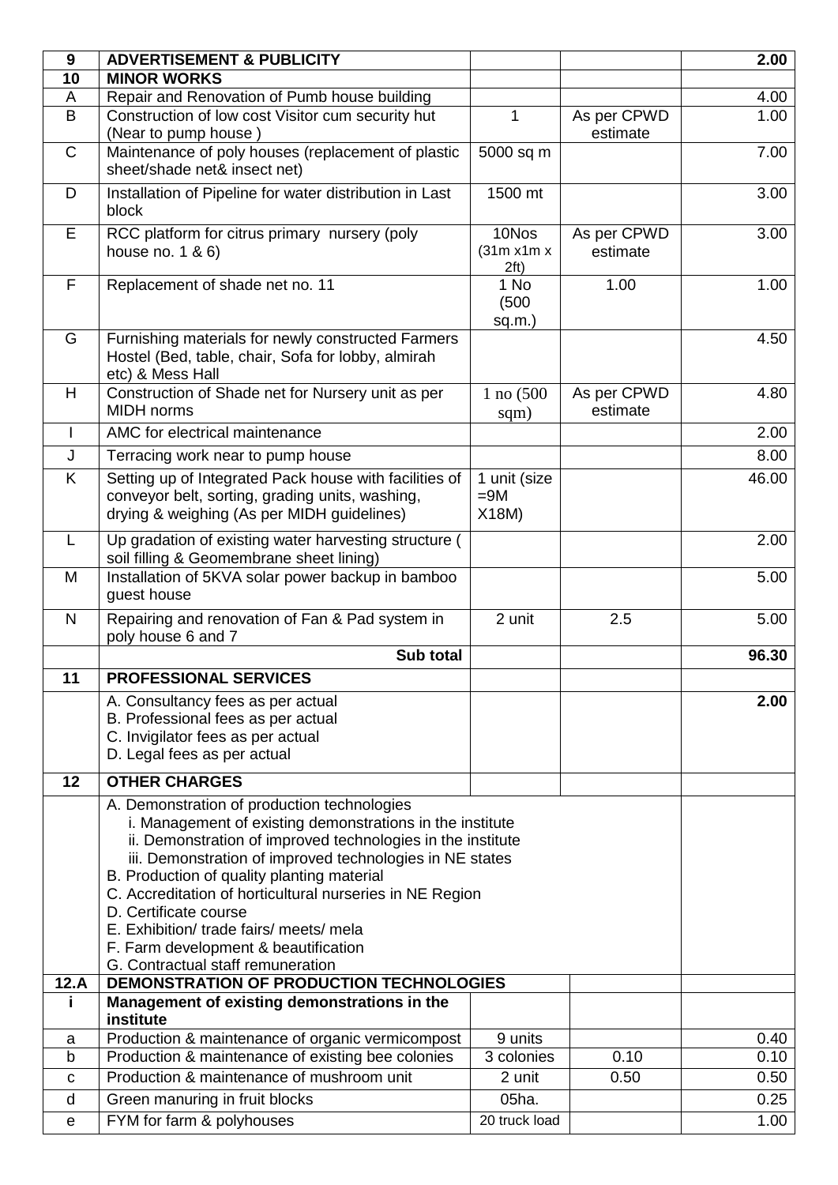| 9 | ADVERTISEMENT & PUBLICITY | | | 2.00 |
|---|---|---|---|---|
| 10 | MINOR WORKS | | | |
| A | Repair and Renovation of Pumb house building | | | 4.00 |
| B | Construction of low cost Visitor cum security hut (Near to pump house ) | 1 | As per CPWD estimate | 1.00 |
| C | Maintenance of poly houses (replacement of plastic sheet/shade net& insect net) | 5000 sq m | | 7.00 |
| D | Installation of Pipeline for water distribution in Last block | 1500 mt | | 3.00 |
| E | RCC platform for citrus primary nursery (poly house no. 1 & 6) | 10Nos (31m x1m x 2ft) | As per CPWD estimate | 3.00 |
| F | Replacement of shade net no. 11 | 1 No (500 sq.m.) | 1.00 | 1.00 |
| G | Furnishing materials for newly constructed Farmers Hostel (Bed, table, chair, Sofa for lobby, almirah etc) & Mess Hall | | | 4.50 |
| H | Construction of Shade net for Nursery unit as per MIDH norms | 1 no (500 sqm) | As per CPWD estimate | 4.80 |
| I | AMC for electrical maintenance | | | 2.00 |
| J | Terracing work near to pump house | | | 8.00 |
| K | Setting up of Integrated Pack house with facilities of conveyor belt, sorting, grading units, washing, drying & weighing (As per MIDH guidelines) | 1 unit (size =9M X18M) | | 46.00 |
| L | Up gradation of existing water harvesting structure ( soil filling & Geomembrane sheet lining) | | | 2.00 |
| M | Installation of 5KVA solar power backup in bamboo guest house | | | 5.00 |
| N | Repairing and renovation of Fan & Pad system in poly house 6 and 7 | 2 unit | 2.5 | 5.00 |
| | **Sub total** | | | **96.30** |
| 11 | **PROFESSIONAL SERVICES** | | | |
| | A. Consultancy fees as per actual<br>B. Professional fees as per actual<br>C. Invigilator fees as per actual<br>D. Legal fees as per actual | | | **2.00** |
| 12 | **OTHER CHARGES** | | | |
| | A. Demonstration of production technologies<br>i. Management of existing demonstrations in the institute<br>ii. Demonstration of improved technologies in the institute<br>iii. Demonstration of improved technologies in NE states<br>B. Production of quality planting material<br>C. Accreditation of horticultural nurseries in NE Region<br>D. Certificate course<br>E. Exhibition/ trade fairs/ meets/ mela<br>F. Farm development & beautification<br>G. Contractual staff remuneration | | | |
| **12.A** | **DEMONSTRATION OF PRODUCTION TECHNOLOGIES** | | | |
| **i** | **Management of existing demonstrations in the institute** | | | |
| a | Production & maintenance of organic vermicompost | 9 units | | 0.40 |
| b | Production & maintenance of existing bee colonies | 3 colonies | 0.10 | 0.10 |
| c | Production & maintenance of mushroom unit | 2 unit | 0.50 | 0.50 |
| d | Green manuring in fruit blocks | 05ha. | | 0.25 |
| e | FYM for farm & polyhouses | 20 truck load | | 1.00 |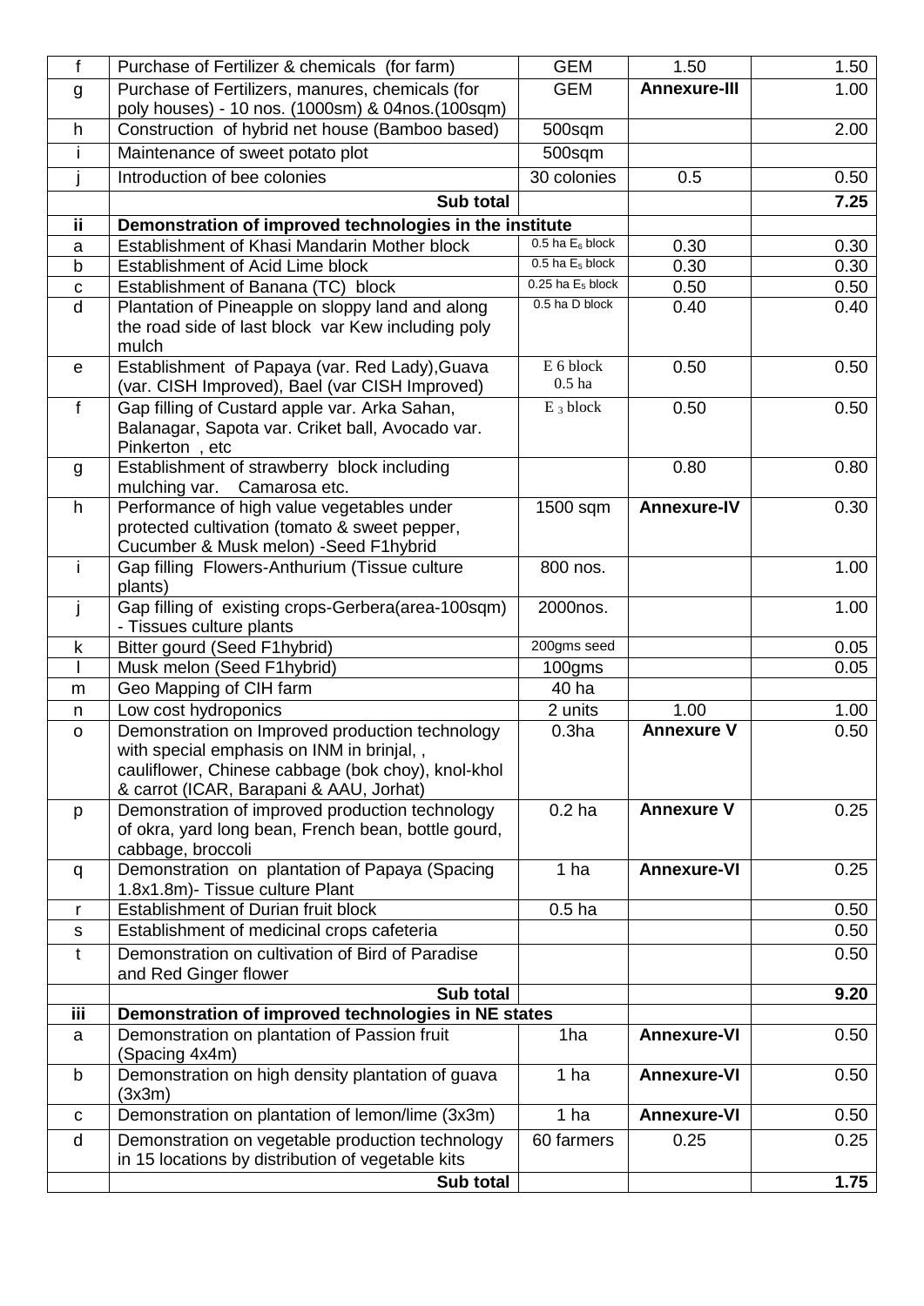| f | Purchase of Fertilizer & chemicals (for farm) | GEM | 1.50 | 1.50 |
|---|---|---|---|---|
| g | Purchase of Fertilizers, manures, chemicals (for poly houses) - 10 nos. (1000sm) & 04nos.(100sqm) | GEM | **Annexure-III** | 1.00 |
| h | Construction of hybrid net house (Bamboo based) | 500sqm | | 2.00 |
| i | Maintenance of sweet potato plot | 500sqm | | |
| j | Introduction of bee colonies | 30 colonies | 0.5 | 0.50 |
| | **Sub total** | | | **7.25** |
| **ii** | **Demonstration of improved technologies in the institute** | | | |
| a | Establishment of Khasi Mandarin Mother block | 0.5 ha $E_6$ block | 0.30 | 0.30 |
| b | Establishment of Acid Lime block | 0.5 ha $E_5$ block | 0.30 | 0.30 |
| c | Establishment of Banana (TC) block | 0.25 ha $E_5$ block | 0.50 | 0.50 |
| d | Plantation of Pineapple on sloppy land and along the road side of last block var Kew including poly mulch | 0.5 ha D block | 0.40 | 0.40 |
| e | Establishment of Papaya (var. Red Lady),Guava (var. CISH Improved), Bael (var CISH Improved) | E 6 block 0.5 ha | 0.50 | 0.50 |
| f | Gap filling of Custard apple var. Arka Sahan, Balanagar, Sapota var. Criket ball, Avocado var. Pinkerton , etc | $E_3$ block | 0.50 | 0.50 |
| g | Establishment of strawberry block including mulching var. Camarosa etc. | | 0.80 | 0.80 |
| h | Performance of high value vegetables under protected cultivation (tomato & sweet pepper, Cucumber & Musk melon) -Seed F1hybrid | 1500 sqm | **Annexure-IV** | 0.30 |
| i | Gap filling Flowers-Anthurium (Tissue culture plants) | 800 nos. | | 1.00 |
| j | Gap filling of existing crops-Gerbera(area-100sqm) - Tissues culture plants | 2000nos. | | 1.00 |
| k | Bitter gourd (Seed F1hybrid) | 200gms seed | | 0.05 |
| l | Musk melon (Seed F1hybrid) | 100gms | | 0.05 |
| m | Geo Mapping of CIH farm | 40 ha | | |
| n | Low cost hydroponics | 2 units | 1.00 | 1.00 |
| o | Demonstration on Improved production technology with special emphasis on INM in brinjal, , cauliflower, Chinese cabbage (bok choy), knol-khol & carrot (ICAR, Barapani & AAU, Jorhat) | 0.3ha | **Annexure V** | 0.50 |
| p | Demonstration of improved production technology of okra, yard long bean, French bean, bottle gourd, cabbage, broccoli | 0.2 ha | **Annexure V** | 0.25 |
| q | Demonstration on plantation of Papaya (Spacing 1.8x1.8m)- Tissue culture Plant | 1 ha | **Annexure-VI** | 0.25 |
| r | Establishment of Durian fruit block | 0.5 ha | | 0.50 |
| s | Establishment of medicinal crops cafeteria | | | 0.50 |
| t | Demonstration on cultivation of Bird of Paradise and Red Ginger flower | | | 0.50 |
| | **Sub total** | | | **9.20** |
| **iii** | **Demonstration of improved technologies in NE states** | | | |
| a | Demonstration on plantation of Passion fruit (Spacing 4x4m) | 1ha | **Annexure-VI** | 0.50 |
| b | Demonstration on high density plantation of guava (3x3m) | 1 ha | **Annexure-VI** | 0.50 |
| c | Demonstration on plantation of lemon/lime (3x3m) | 1 ha | **Annexure-VI** | 0.50 |
| d | Demonstration on vegetable production technology in 15 locations by distribution of vegetable kits | 60 farmers | 0.25 | 0.25 |
| | **Sub total** | | | **1.75** |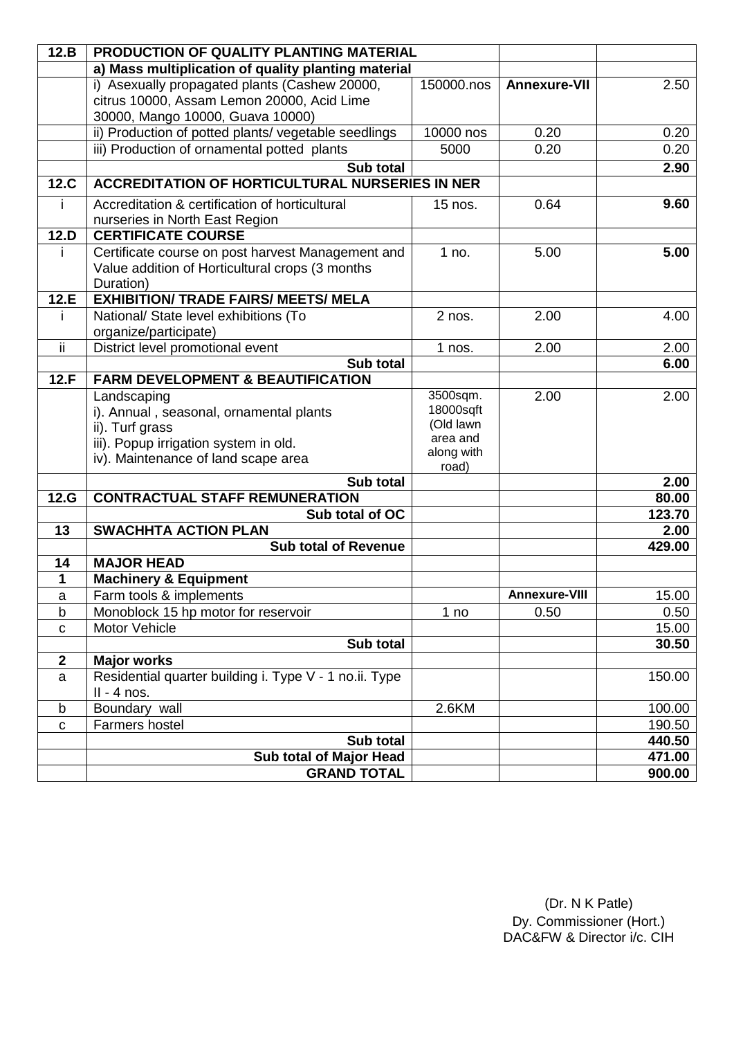| | | | | |
|---|---|---|---|---|
| **12.B** | **PRODUCTION OF QUALITY PLANTING MATERIAL** | | | |
| | **a) Mass multiplication of quality planting material** | | | |
| | i) Asexually propagated plants (Cashew 20000, citrus 10000, Assam Lemon 20000, Acid Lime 30000, Mango 10000, Guava 10000) | 150000.nos | **Annexure-VII** | 2.50 |
| | ii) Production of potted plants/ vegetable seedlings | 10000 nos | 0.20 | 0.20 |
| | iii) Production of ornamental potted plants | 5000 | 0.20 | 0.20 |
| | **Sub total** | | | **2.90** |
| **12.C** | **ACCREDITATION OF HORTICULTURAL NURSERIES IN NER** | | | |
| i | Accreditation & certification of horticultural nurseries in North East Region | 15 nos. | 0.64 | **9.60** |
| **12.D** | **CERTIFICATE COURSE** | | | |
| i | Certificate course on post harvest Management and Value addition of Horticultural crops (3 months Duration) | 1 no. | 5.00 | **5.00** |
| **12.E** | **EXHIBITION/ TRADE FAIRS/ MEETS/ MELA** | | | |
| i | National/ State level exhibitions (To organize/participate) | 2 nos. | 2.00 | 4.00 |
| ii | District level promotional event | 1 nos. | 2.00 | 2.00 |
| | **Sub total** | | | **6.00** |
| **12.F** | **FARM DEVELOPMENT & BEAUTIFICATION** | | | |
| | Landscaping<br>i). Annual , seasonal, ornamental plants<br>ii). Turf grass<br>iii). Popup irrigation system in old.<br>iv). Maintenance of land scape area | 3500sqm. 18000sqft (Old lawn area and along with road) | 2.00 | 2.00 |
| | **Sub total** | | | **2.00** |
| **12.G** | **CONTRACTUAL STAFF REMUNERATION** | | | **80.00** |
| | **Sub total of OC** | | | **123.70** |
| **13** | **SWACHHTA ACTION PLAN** | | | **2.00** |
| | **Sub total of Revenue** | | | **429.00** |
| **14** | **MAJOR HEAD** | | | |
| **1** | **Machinery & Equipment** | | | |
| a | Farm tools & implements | | **Annexure-VIII** | 15.00 |
| b | Monoblock 15 hp motor for reservoir | 1 no | 0.50 | 0.50 |
| c | Motor Vehicle | | | 15.00 |
| | **Sub total** | | | **30.50** |
| **2** | **Major works** | | | |
| a | Residential quarter building i. Type V - 1 no.ii. Type II - 4 nos. | | | 150.00 |
| b | Boundary wall | 2.6KM | | 100.00 |
| c | Farmers hostel | | | 190.50 |
| | **Sub total** | | | **440.50** |
| | **Sub total of Major Head** | | | **471.00** |
| | **GRAND TOTAL** | | | **900.00** |

(Dr. N K Patle)
Dy. Commissioner (Hort.)
DAC&FW & Director i/c. CIH